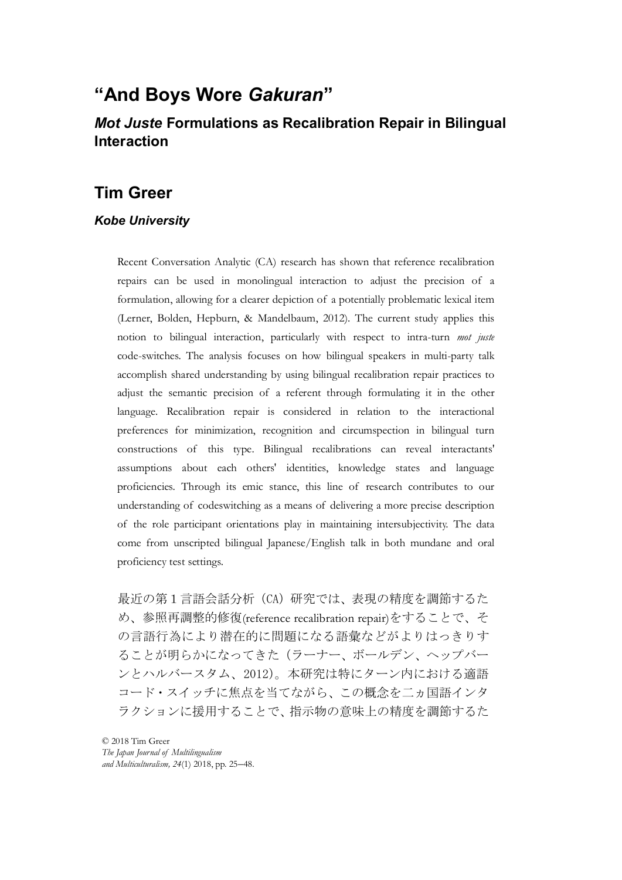# "And Boys Wore *Gakuran*"

## *Mot Juste* Formulations as Recalibration Repair in Bilingual Interaction

## Tim Greer

### *Kobe University*

Recent Conversation Analytic (CA) research has shown that reference recalibration repairs can be used in monolingual interaction to adjust the precision of a formulation, allowing for a clearer depiction of a potentially problematic lexical item (Lerner, Bolden, Hepburn, & Mandelbaum, 2012). The current study applies this notion to bilingual interaction, particularly with respect to intra-turn *mot juste* code-switches. The analysis focuses on how bilingual speakers in multi-party talk accomplish shared understanding by using bilingual recalibration repair practices to adjust the semantic precision of a referent through formulating it in the other language. Recalibration repair is considered in relation to the interactional preferences for minimization, recognition and circumspection in bilingual turn constructions of this type. Bilingual recalibrations can reveal interactants' assumptions about each others' identities, knowledge states and language proficiencies. Through its emic stance, this line of research contributes to our understanding of codeswitching as a means of delivering a more precise description of the role participant orientations play in maintaining intersubjectivity. The data come from unscripted bilingual Japanese/English talk in both mundane and oral proficiency test settings.

最近の第１言語会話分析（CA）研究では、表現の精度を調節するため、参照再調整的修復(reference recalibration repair)をすることで、その言語行為により潜在的に問題になる語彙などがよりはっきりすることが明らかになってきた（ラーナー、ボールデン、ヘップバーンとハルバースタム、2012）。本研究は特にターン内における適語コード・スイッチに焦点を当てながら、この概念を二ヵ国語インタラクションに援用することで、指示物の意味上の精度を調節するた

© 2018 Tim Greer
*The Japan Journal of Multilingualism and Multiculturalism, 24*(1) 2018, pp. 25–48.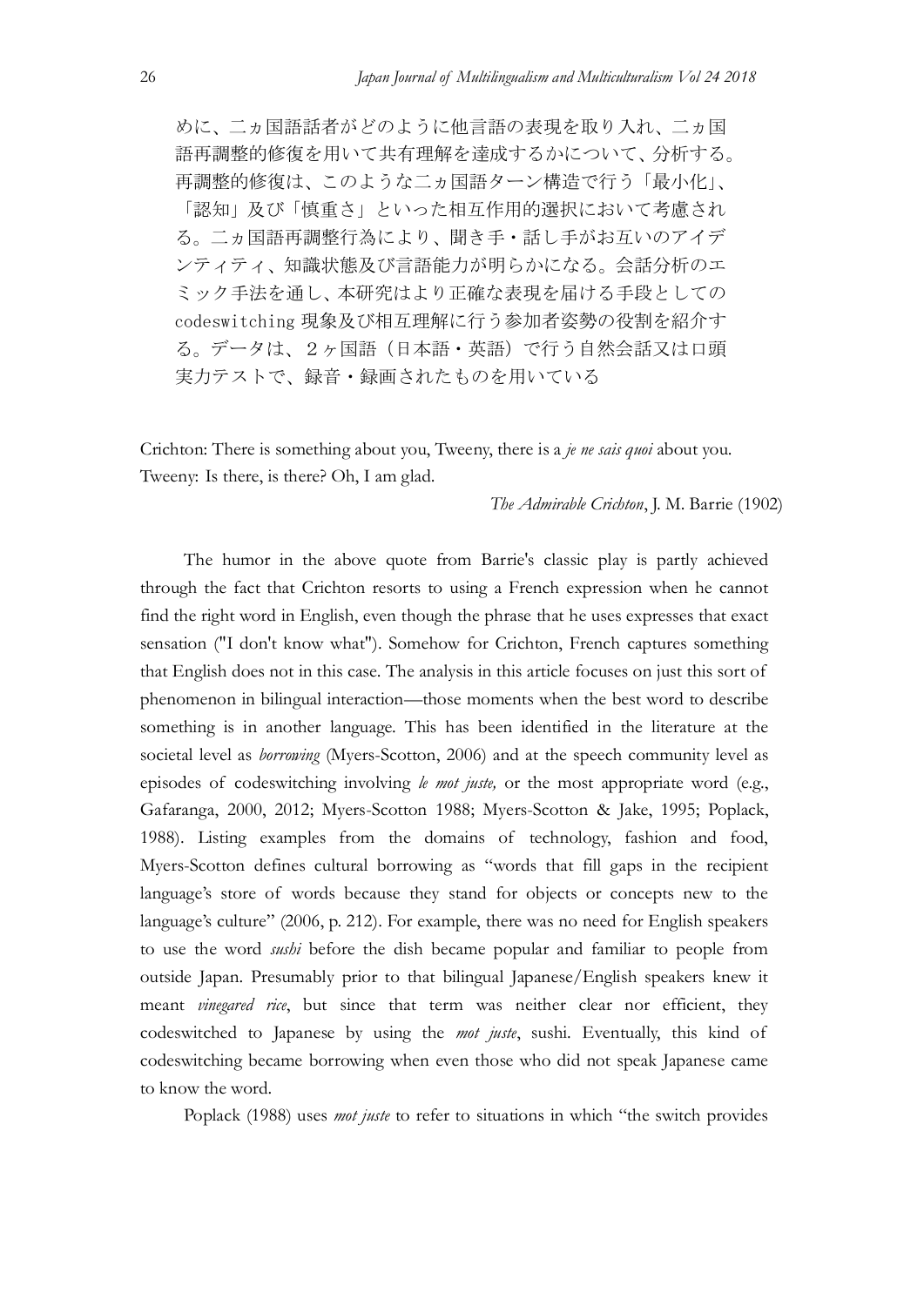めに、二ヵ国語話者がどのように他言語の表現を取り入れ、二ヵ国語再調整的修復を用いて共有理解を達成するかについて、分析する。再調整的修復は、このような二ヵ国語ターン構造で行う「最小化」、「認知」及び「慎重さ」といった相互作用的選択において考慮される。二ヵ国語再調整行為により、聞き手・話し手がお互いのアイデンティティ、知識状態及び言語能力が明らかになる。会話分析のエミック手法を通し、本研究はより正確な表現を届ける手段としての codeswitching 現象及び相互理解に行う参加者姿勢の役割を紹介する。データは、２ヶ国語（日本語・英語）で行う自然会話又は口頭実力テストで、録音・録画されたものを用いている

Crichton: There is something about you, Tweeny, there is a *je ne sais quoi* about you.
Tweeny: Is there, is there? Oh, I am glad.

*The Admirable Crichton*, J. M. Barrie (1902)

The humor in the above quote from Barrie's classic play is partly achieved through the fact that Crichton resorts to using a French expression when he cannot find the right word in English, even though the phrase that he uses expresses that exact sensation ("I don't know what"). Somehow for Crichton, French captures something that English does not in this case. The analysis in this article focuses on just this sort of phenomenon in bilingual interaction—those moments when the best word to describe something is in another language. This has been identified in the literature at the societal level as *borrowing* (Myers-Scotton, 2006) and at the speech community level as episodes of codeswitching involving *le mot juste,* or the most appropriate word (e.g., Gafaranga, 2000, 2012; Myers-Scotton 1988; Myers-Scotton & Jake, 1995; Poplack, 1988). Listing examples from the domains of technology, fashion and food, Myers-Scotton defines cultural borrowing as "words that fill gaps in the recipient language's store of words because they stand for objects or concepts new to the language's culture" (2006, p. 212). For example, there was no need for English speakers to use the word *sushi* before the dish became popular and familiar to people from outside Japan. Presumably prior to that bilingual Japanese/English speakers knew it meant *vinegared rice*, but since that term was neither clear nor efficient, they codeswitched to Japanese by using the *mot juste*, sushi. Eventually, this kind of codeswitching became borrowing when even those who did not speak Japanese came to know the word.

Poplack (1988) uses *mot juste* to refer to situations in which "the switch provides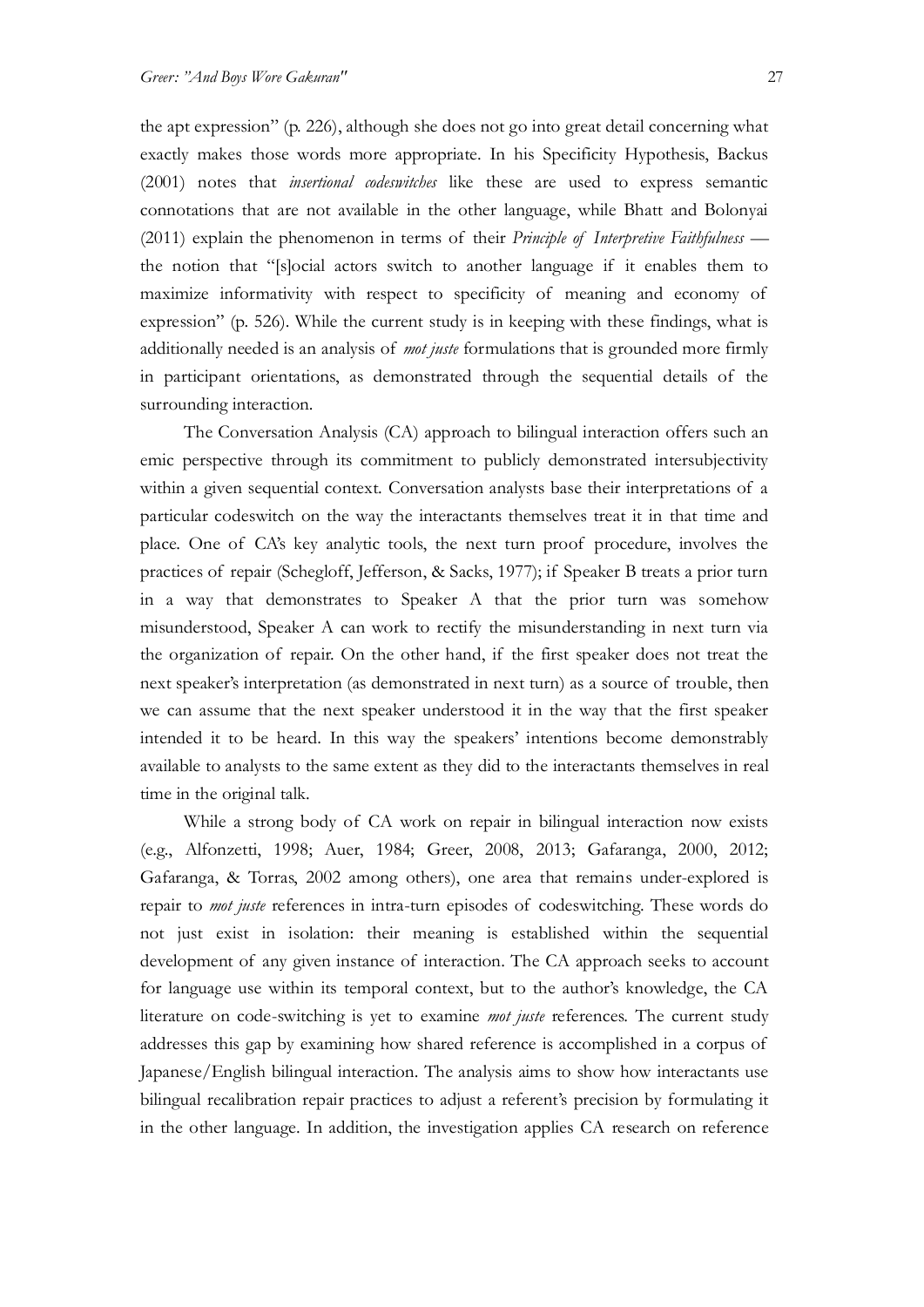the apt expression" (p. 226), although she does not go into great detail concerning what exactly makes those words more appropriate. In his Specificity Hypothesis, Backus (2001) notes that *insertional codeswitches* like these are used to express semantic connotations that are not available in the other language, while Bhatt and Bolonyai (2011) explain the phenomenon in terms of their *Principle of Interpretive Faithfulness* — the notion that "[s]ocial actors switch to another language if it enables them to maximize informativity with respect to specificity of meaning and economy of expression" (p. 526). While the current study is in keeping with these findings, what is additionally needed is an analysis of *mot juste* formulations that is grounded more firmly in participant orientations, as demonstrated through the sequential details of the surrounding interaction.

The Conversation Analysis (CA) approach to bilingual interaction offers such an emic perspective through its commitment to publicly demonstrated intersubjectivity within a given sequential context. Conversation analysts base their interpretations of a particular codeswitch on the way the interactants themselves treat it in that time and place. One of CA's key analytic tools, the next turn proof procedure, involves the practices of repair (Schegloff, Jefferson, & Sacks, 1977); if Speaker B treats a prior turn in a way that demonstrates to Speaker A that the prior turn was somehow misunderstood, Speaker A can work to rectify the misunderstanding in next turn via the organization of repair. On the other hand, if the first speaker does not treat the next speaker's interpretation (as demonstrated in next turn) as a source of trouble, then we can assume that the next speaker understood it in the way that the first speaker intended it to be heard. In this way the speakers' intentions become demonstrably available to analysts to the same extent as they did to the interactants themselves in real time in the original talk.

While a strong body of CA work on repair in bilingual interaction now exists (e.g., Alfonzetti, 1998; Auer, 1984; Greer, 2008, 2013; Gafaranga, 2000, 2012; Gafaranga, & Torras, 2002 among others), one area that remains under-explored is repair to *mot juste* references in intra-turn episodes of codeswitching. These words do not just exist in isolation: their meaning is established within the sequential development of any given instance of interaction. The CA approach seeks to account for language use within its temporal context, but to the author's knowledge, the CA literature on code-switching is yet to examine *mot juste* references. The current study addresses this gap by examining how shared reference is accomplished in a corpus of Japanese/English bilingual interaction. The analysis aims to show how interactants use bilingual recalibration repair practices to adjust a referent's precision by formulating it in the other language. In addition, the investigation applies CA research on reference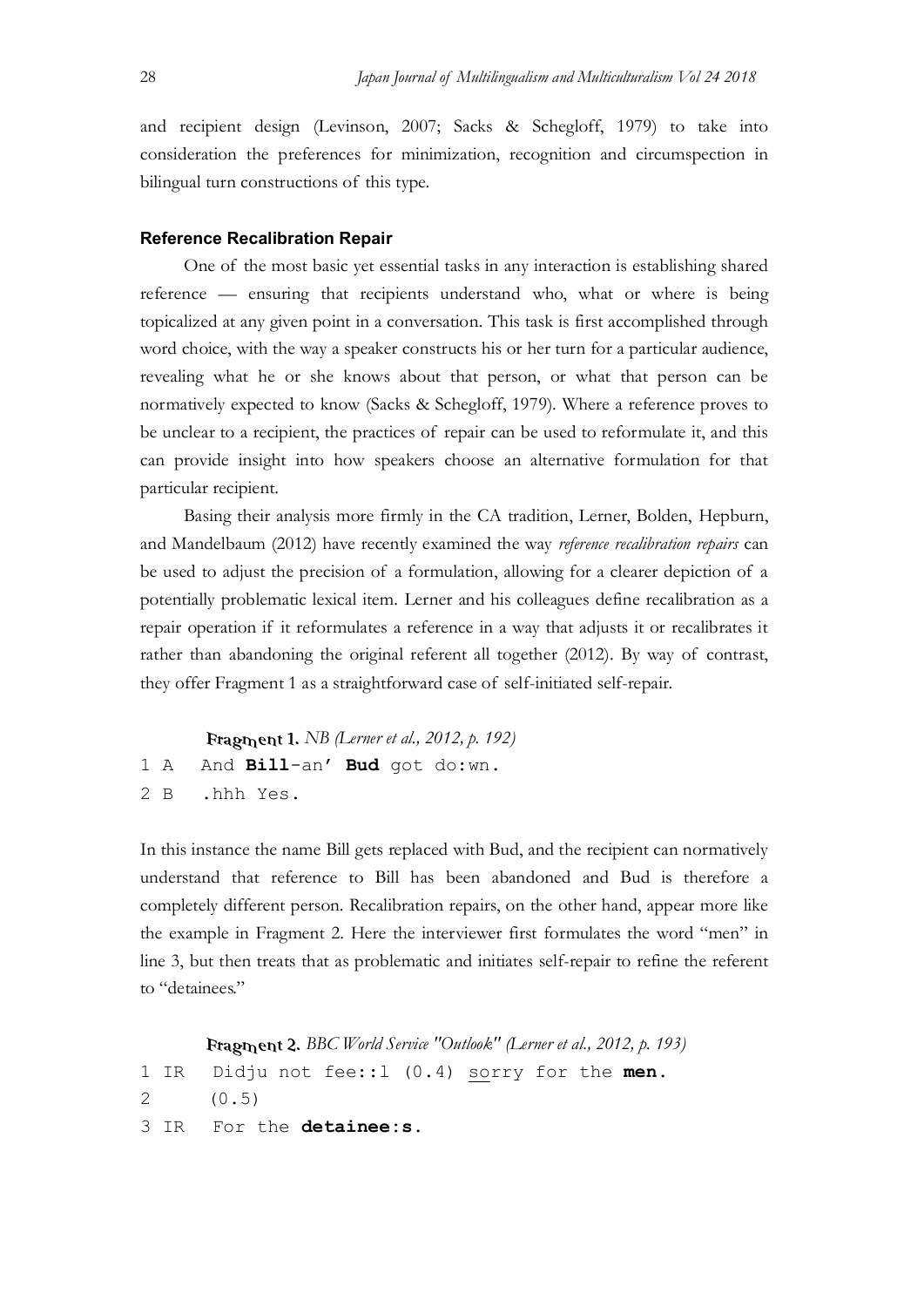and recipient design (Levinson, 2007; Sacks & Schegloff, 1979) to take into consideration the preferences for minimization, recognition and circumspection in bilingual turn constructions of this type.

### Reference Recalibration Repair

One of the most basic yet essential tasks in any interaction is establishing shared reference — ensuring that recipients understand who, what or where is being topicalized at any given point in a conversation. This task is first accomplished through word choice, with the way a speaker constructs his or her turn for a particular audience, revealing what he or she knows about that person, or what that person can be normatively expected to know (Sacks & Schegloff, 1979). Where a reference proves to be unclear to a recipient, the practices of repair can be used to reformulate it, and this can provide insight into how speakers choose an alternative formulation for that particular recipient.

Basing their analysis more firmly in the CA tradition, Lerner, Bolden, Hepburn, and Mandelbaum (2012) have recently examined the way *reference recalibration repairs* can be used to adjust the precision of a formulation, allowing for a clearer depiction of a potentially problematic lexical item. Lerner and his colleagues define recalibration as a repair operation if it reformulates a reference in a way that adjusts it or recalibrates it rather than abandoning the original referent all together (2012). By way of contrast, they offer Fragment 1 as a straightforward case of self-initiated self-repair.

**Fragment 1.** *NB (Lerner et al., 2012, p. 192)*

```
1 A   And Bill-an' Bud got do:wn.
2 B   .hhh Yes.
```

In this instance the name Bill gets replaced with Bud, and the recipient can normatively understand that reference to Bill has been abandoned and Bud is therefore a completely different person. Recalibration repairs, on the other hand, appear more like the example in Fragment 2. Here the interviewer first formulates the word "men" in line 3, but then treats that as problematic and initiates self-repair to refine the referent to "detainees."

**Fragment 2.** *BBC World Service "Outlook" (Lerner et al., 2012, p. 193)*

```
1 IR   Didju not fee::l (0.4) sorry for the men.
2      (0.5)
3 IR   For the detainee:s.
```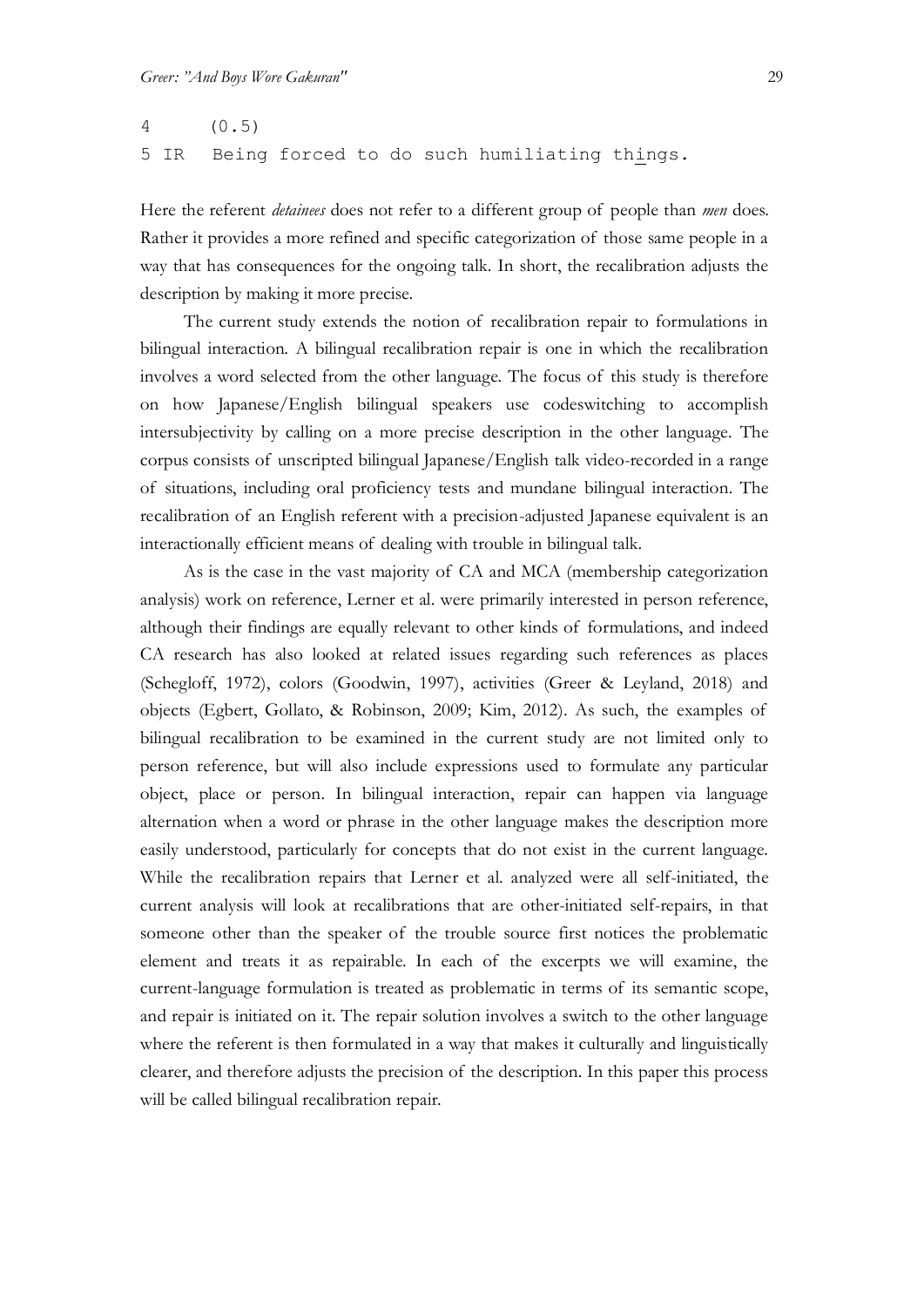```
4      (0.5)
5 IR   Being forced to do such humiliating things.
```

Here the referent *detainees* does not refer to a different group of people than *men* does. Rather it provides a more refined and specific categorization of those same people in a way that has consequences for the ongoing talk. In short, the recalibration adjusts the description by making it more precise.

The current study extends the notion of recalibration repair to formulations in bilingual interaction. A bilingual recalibration repair is one in which the recalibration involves a word selected from the other language. The focus of this study is therefore on how Japanese/English bilingual speakers use codeswitching to accomplish intersubjectivity by calling on a more precise description in the other language. The corpus consists of unscripted bilingual Japanese/English talk video-recorded in a range of situations, including oral proficiency tests and mundane bilingual interaction. The recalibration of an English referent with a precision-adjusted Japanese equivalent is an interactionally efficient means of dealing with trouble in bilingual talk.

As is the case in the vast majority of CA and MCA (membership categorization analysis) work on reference, Lerner et al. were primarily interested in person reference, although their findings are equally relevant to other kinds of formulations, and indeed CA research has also looked at related issues regarding such references as places (Schegloff, 1972), colors (Goodwin, 1997), activities (Greer & Leyland, 2018) and objects (Egbert, Gollato, & Robinson, 2009; Kim, 2012). As such, the examples of bilingual recalibration to be examined in the current study are not limited only to person reference, but will also include expressions used to formulate any particular object, place or person. In bilingual interaction, repair can happen via language alternation when a word or phrase in the other language makes the description more easily understood, particularly for concepts that do not exist in the current language. While the recalibration repairs that Lerner et al. analyzed were all self-initiated, the current analysis will look at recalibrations that are other-initiated self-repairs, in that someone other than the speaker of the trouble source first notices the problematic element and treats it as repairable. In each of the excerpts we will examine, the current-language formulation is treated as problematic in terms of its semantic scope, and repair is initiated on it. The repair solution involves a switch to the other language where the referent is then formulated in a way that makes it culturally and linguistically clearer, and therefore adjusts the precision of the description. In this paper this process will be called bilingual recalibration repair.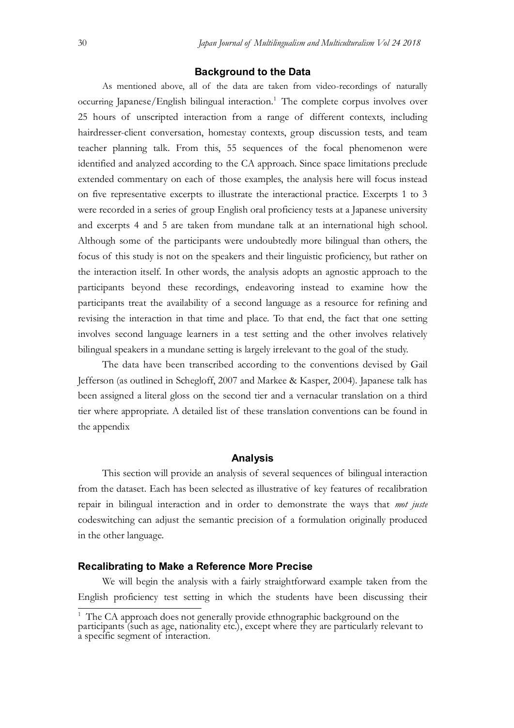## Background to the Data

As mentioned above, all of the data are taken from video-recordings of naturally occurring Japanese/English bilingual interaction.[1] The complete corpus involves over 25 hours of unscripted interaction from a range of different contexts, including hairdresser-client conversation, homestay contexts, group discussion tests, and team teacher planning talk. From this, 55 sequences of the focal phenomenon were identified and analyzed according to the CA approach. Since space limitations preclude extended commentary on each of those examples, the analysis here will focus instead on five representative excerpts to illustrate the interactional practice. Excerpts 1 to 3 were recorded in a series of group English oral proficiency tests at a Japanese university and excerpts 4 and 5 are taken from mundane talk at an international high school. Although some of the participants were undoubtedly more bilingual than others, the focus of this study is not on the speakers and their linguistic proficiency, but rather on the interaction itself. In other words, the analysis adopts an agnostic approach to the participants beyond these recordings, endeavoring instead to examine how the participants treat the availability of a second language as a resource for refining and revising the interaction in that time and place. To that end, the fact that one setting involves second language learners in a test setting and the other involves relatively bilingual speakers in a mundane setting is largely irrelevant to the goal of the study.

The data have been transcribed according to the conventions devised by Gail Jefferson (as outlined in Schegloff, 2007 and Markee & Kasper, 2004). Japanese talk has been assigned a literal gloss on the second tier and a vernacular translation on a third tier where appropriate. A detailed list of these translation conventions can be found in the appendix

## Analysis

This section will provide an analysis of several sequences of bilingual interaction from the dataset. Each has been selected as illustrative of key features of recalibration repair in bilingual interaction and in order to demonstrate the ways that *mot juste* codeswitching can adjust the semantic precision of a formulation originally produced in the other language.

### Recalibrating to Make a Reference More Precise

We will begin the analysis with a fairly straightforward example taken from the English proficiency test setting in which the students have been discussing their

[1] The CA approach does not generally provide ethnographic background on the participants (such as age, nationality etc.), except where they are particularly relevant to a specific segment of interaction.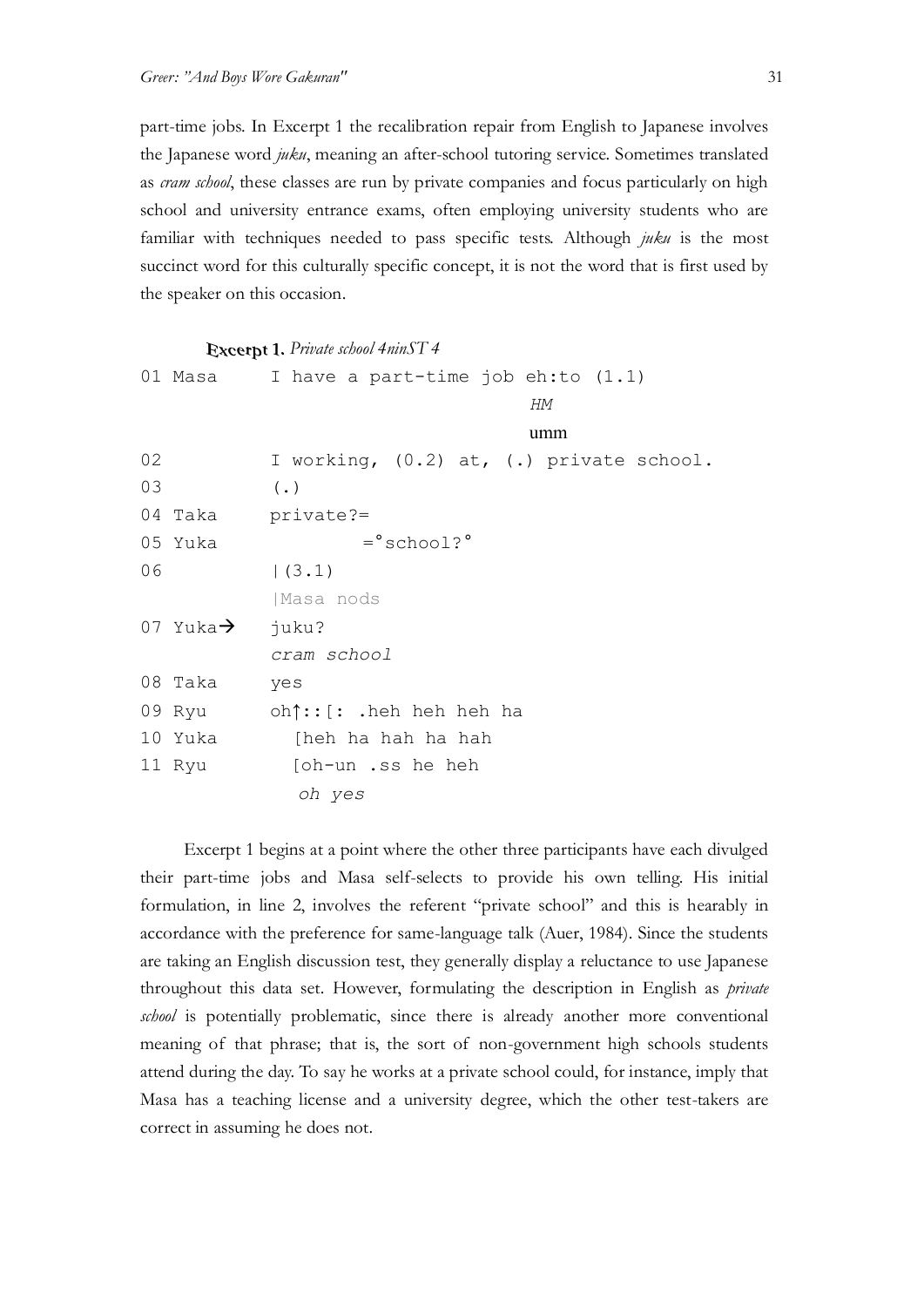part-time jobs. In Excerpt 1 the recalibration repair from English to Japanese involves the Japanese word *juku*, meaning an after-school tutoring service. Sometimes translated as *cram school*, these classes are run by private companies and focus particularly on high school and university entrance exams, often employing university students who are familiar with techniques needed to pass specific tests. Although *juku* is the most succinct word for this culturally specific concept, it is not the word that is first used by the speaker on this occasion.

**Excerpt 1.** *Private school 4ninST 4*

```
01 Masa     I have a part-time job eh:to (1.1)
                                      HM
                                      umm
02          I working, (0.2) at, (.) private school.
03          (.)
04 Taka     private?=
05 Yuka            =°school?°
06          |(3.1)
            |Masa nods
07 Yuka→    juku?
            cram school
08 Taka     yes
09 Ryu      oh↑::[: .heh heh heh ha
10 Yuka       [heh ha hah ha hah
11 Ryu        [oh-un .ss he heh
               oh yes
```

Excerpt 1 begins at a point where the other three participants have each divulged their part-time jobs and Masa self-selects to provide his own telling. His initial formulation, in line 2, involves the referent "private school" and this is hearably in accordance with the preference for same-language talk (Auer, 1984). Since the students are taking an English discussion test, they generally display a reluctance to use Japanese throughout this data set. However, formulating the description in English as *private school* is potentially problematic, since there is already another more conventional meaning of that phrase; that is, the sort of non-government high schools students attend during the day. To say he works at a private school could, for instance, imply that Masa has a teaching license and a university degree, which the other test-takers are correct in assuming he does not.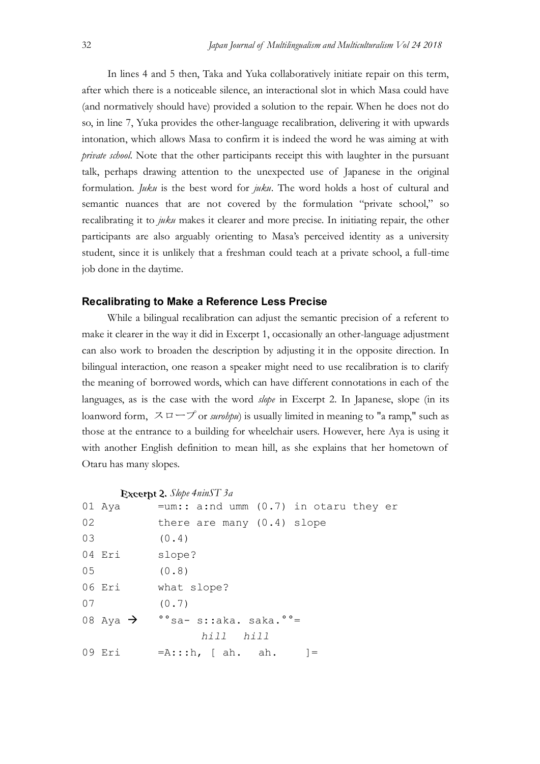In lines 4 and 5 then, Taka and Yuka collaboratively initiate repair on this term, after which there is a noticeable silence, an interactional slot in which Masa could have (and normatively should have) provided a solution to the repair. When he does not do so, in line 7, Yuka provides the other-language recalibration, delivering it with upwards intonation, which allows Masa to confirm it is indeed the word he was aiming at with *private school*. Note that the other participants receipt this with laughter in the pursuant talk, perhaps drawing attention to the unexpected use of Japanese in the original formulation. *Juku* is the best word for *juku*. The word holds a host of cultural and semantic nuances that are not covered by the formulation "private school," so recalibrating it to *juku* makes it clearer and more precise. In initiating repair, the other participants are also arguably orienting to Masa's perceived identity as a university student, since it is unlikely that a freshman could teach at a private school, a full-time job done in the daytime.

### Recalibrating to Make a Reference Less Precise

While a bilingual recalibration can adjust the semantic precision of a referent to make it clearer in the way it did in Excerpt 1, occasionally an other-language adjustment can also work to broaden the description by adjusting it in the opposite direction. In bilingual interaction, one reason a speaker might need to use recalibration is to clarify the meaning of borrowed words, which can have different connotations in each of the languages, as is the case with the word *slope* in Excerpt 2. In Japanese, slope (in its loanword form, スロープ or *surohpu*) is usually limited in meaning to "a ramp," such as those at the entrance to a building for wheelchair users. However, here Aya is using it with another English definition to mean hill, as she explains that her hometown of Otaru has many slopes.

**Excerpt 2.** *Slope 4ninST 3a*

```
01 Aya      =um:: a:nd umm (0.7) in otaru they er
02          there are many (0.4) slope
03          (0.4)
04 Eri      slope?
05          (0.8)
06 Eri      what slope?
07          (0.7)
08 Aya →    °°sa- s::aka. saka.°°=
                  hill   hill
09 Eri      =A:::h, [ ah.   ah.    ]=
```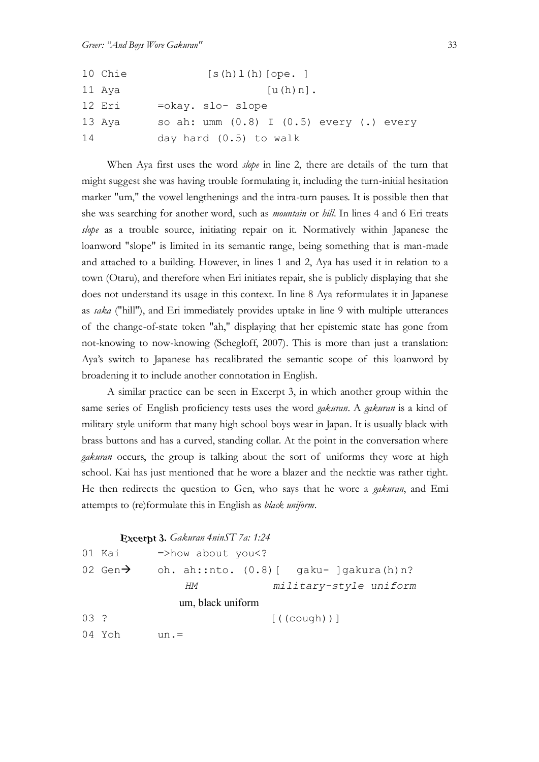```
10 Chie            [s(h)l(h)[ope. ]
11 Aya                      [u(h)n].
12 Eri        =okay. slo- slope
13 Aya        so ah: umm (0.8) I (0.5) every (.) every
14            day hard (0.5) to walk
```

When Aya first uses the word *slope* in line 2, there are details of the turn that might suggest she was having trouble formulating it, including the turn-initial hesitation marker "um," the vowel lengthenings and the intra-turn pauses. It is possible then that she was searching for another word, such as *mountain* or *hill*. In lines 4 and 6 Eri treats *slope* as a trouble source, initiating repair on it. Normatively within Japanese the loanword "slope" is limited in its semantic range, being something that is man-made and attached to a building. However, in lines 1 and 2, Aya has used it in relation to a town (Otaru), and therefore when Eri initiates repair, she is publicly displaying that she does not understand its usage in this context. In line 8 Aya reformulates it in Japanese as *saka* ("hill"), and Eri immediately provides uptake in line 9 with multiple utterances of the change-of-state token "ah," displaying that her epistemic state has gone from not-knowing to now-knowing (Schegloff, 2007). This is more than just a translation: Aya's switch to Japanese has recalibrated the semantic scope of this loanword by broadening it to include another connotation in English.

A similar practice can be seen in Excerpt 3, in which another group within the same series of English proficiency tests uses the word *gakuran*. A *gakuran* is a kind of military style uniform that many high school boys wear in Japan. It is usually black with brass buttons and has a curved, standing collar. At the point in the conversation where *gakuran* occurs, the group is talking about the sort of uniforms they wore at high school. Kai has just mentioned that he wore a blazer and the necktie was rather tight. He then redirects the question to Gen, who says that he wore a *gakuran*, and Emi attempts to (re)formulate this in English as *black uniform*.

**Excerpt 3.** *Gakuran 4ninST 7a: 1:24*

```
01 Kai        =>how about you<?
02 Gen→       oh. ah::nto. (0.8)[  gaku- ]gakura(h)n?
                   HM              military-style uniform
                 um, black uniform
03 ?                            [((cough))]
04 Yoh        un.=
```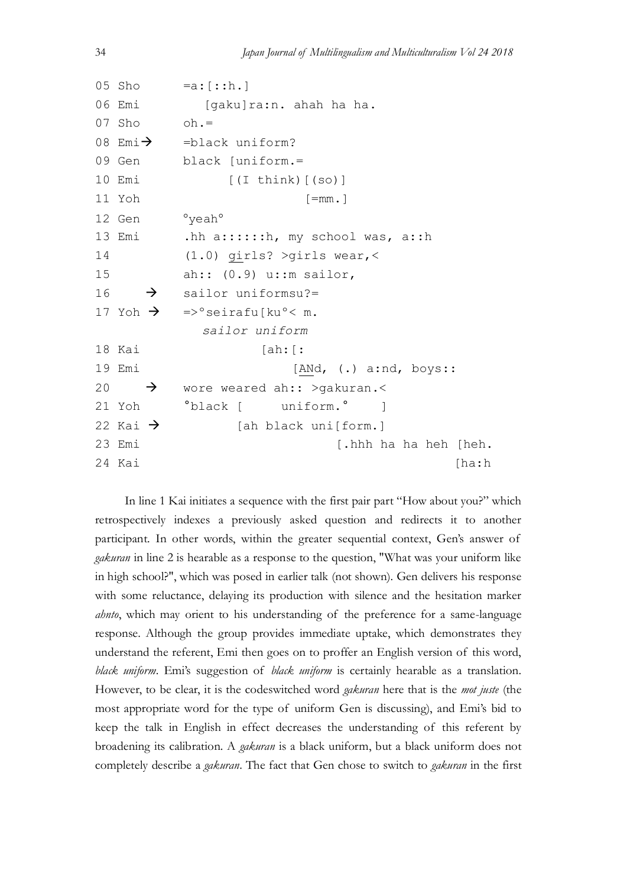```
05 Sho      =a:[::h.]
06 Emi         [gaku]ra:n. ahah ha ha.
07 Sho      oh.=
08 Emi→     =black uniform?
09 Gen      black [uniform.=
10 Emi            [(I think)[(so)]
11 Yoh                      [=mm.]
12 Gen      °yeah°
13 Emi      .hh a::::::h, my school was, a::h
14          (1.0) girls? >girls wear,<
15          ah:: (0.9) u::m sailor,
16    →     sailor uniformsu?=
17 Yoh →    =>°seirafu[ku°< m.
              sailor uniform
18 Kai                [ah:[:
19 Emi                    [ANd, (.) a:nd, boys::
20    →     wore weared ah:: >gakuran.<
21 Yoh      °black [     uniform.°    ]
22 Kai →           [ah black uni[form.]
23 Emi                          [.hhh ha ha heh [heh.
24 Kai                                          [ha:h
```

In line 1 Kai initiates a sequence with the first pair part "How about you?" which retrospectively indexes a previously asked question and redirects it to another participant. In other words, within the greater sequential context, Gen's answer of *gakuran* in line 2 is hearable as a response to the question, "What was your uniform like in high school?", which was posed in earlier talk (not shown). Gen delivers his response with some reluctance, delaying its production with silence and the hesitation marker *ahnto*, which may orient to his understanding of the preference for a same-language response. Although the group provides immediate uptake, which demonstrates they understand the referent, Emi then goes on to proffer an English version of this word, *black uniform*. Emi's suggestion of *black uniform* is certainly hearable as a translation. However, to be clear, it is the codeswitched word *gakuran* here that is the *mot juste* (the most appropriate word for the type of uniform Gen is discussing), and Emi's bid to keep the talk in English in effect decreases the understanding of this referent by broadening its calibration. A *gakuran* is a black uniform, but a black uniform does not completely describe a *gakuran*. The fact that Gen chose to switch to *gakuran* in the first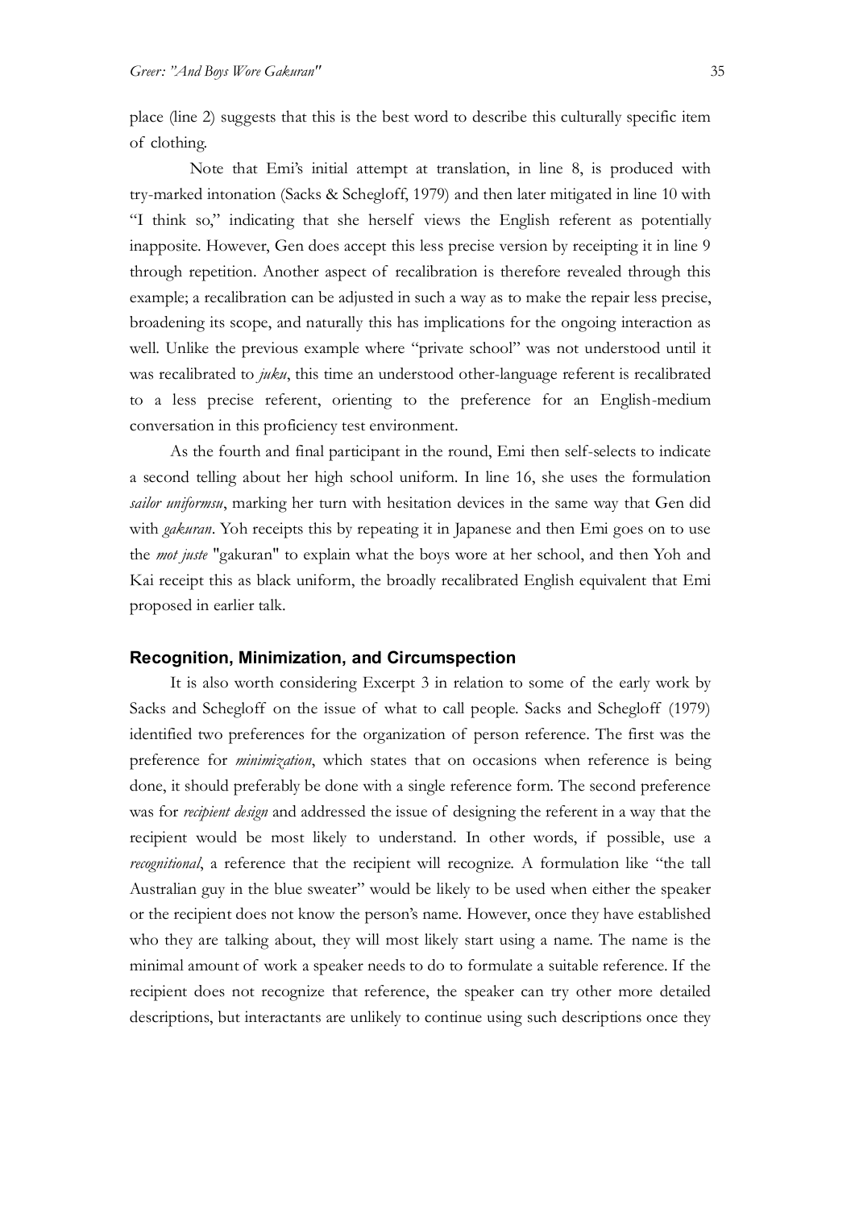place (line 2) suggests that this is the best word to describe this culturally specific item of clothing.

Note that Emi's initial attempt at translation, in line 8, is produced with try-marked intonation (Sacks & Schegloff, 1979) and then later mitigated in line 10 with "I think so," indicating that she herself views the English referent as potentially inapposite. However, Gen does accept this less precise version by receipting it in line 9 through repetition. Another aspect of recalibration is therefore revealed through this example; a recalibration can be adjusted in such a way as to make the repair less precise, broadening its scope, and naturally this has implications for the ongoing interaction as well. Unlike the previous example where "private school" was not understood until it was recalibrated to *juku*, this time an understood other-language referent is recalibrated to a less precise referent, orienting to the preference for an English-medium conversation in this proficiency test environment.

As the fourth and final participant in the round, Emi then self-selects to indicate a second telling about her high school uniform. In line 16, she uses the formulation *sailor uniformsu*, marking her turn with hesitation devices in the same way that Gen did with *gakuran*. Yoh receipts this by repeating it in Japanese and then Emi goes on to use the *mot juste* "gakuran" to explain what the boys wore at her school, and then Yoh and Kai receipt this as black uniform, the broadly recalibrated English equivalent that Emi proposed in earlier talk.

## Recognition, Minimization, and Circumspection

It is also worth considering Excerpt 3 in relation to some of the early work by Sacks and Schegloff on the issue of what to call people. Sacks and Schegloff (1979) identified two preferences for the organization of person reference. The first was the preference for *minimization*, which states that on occasions when reference is being done, it should preferably be done with a single reference form. The second preference was for *recipient design* and addressed the issue of designing the referent in a way that the recipient would be most likely to understand. In other words, if possible, use a *recognitional*, a reference that the recipient will recognize. A formulation like "the tall Australian guy in the blue sweater" would be likely to be used when either the speaker or the recipient does not know the person's name. However, once they have established who they are talking about, they will most likely start using a name. The name is the minimal amount of work a speaker needs to do to formulate a suitable reference. If the recipient does not recognize that reference, the speaker can try other more detailed descriptions, but interactants are unlikely to continue using such descriptions once they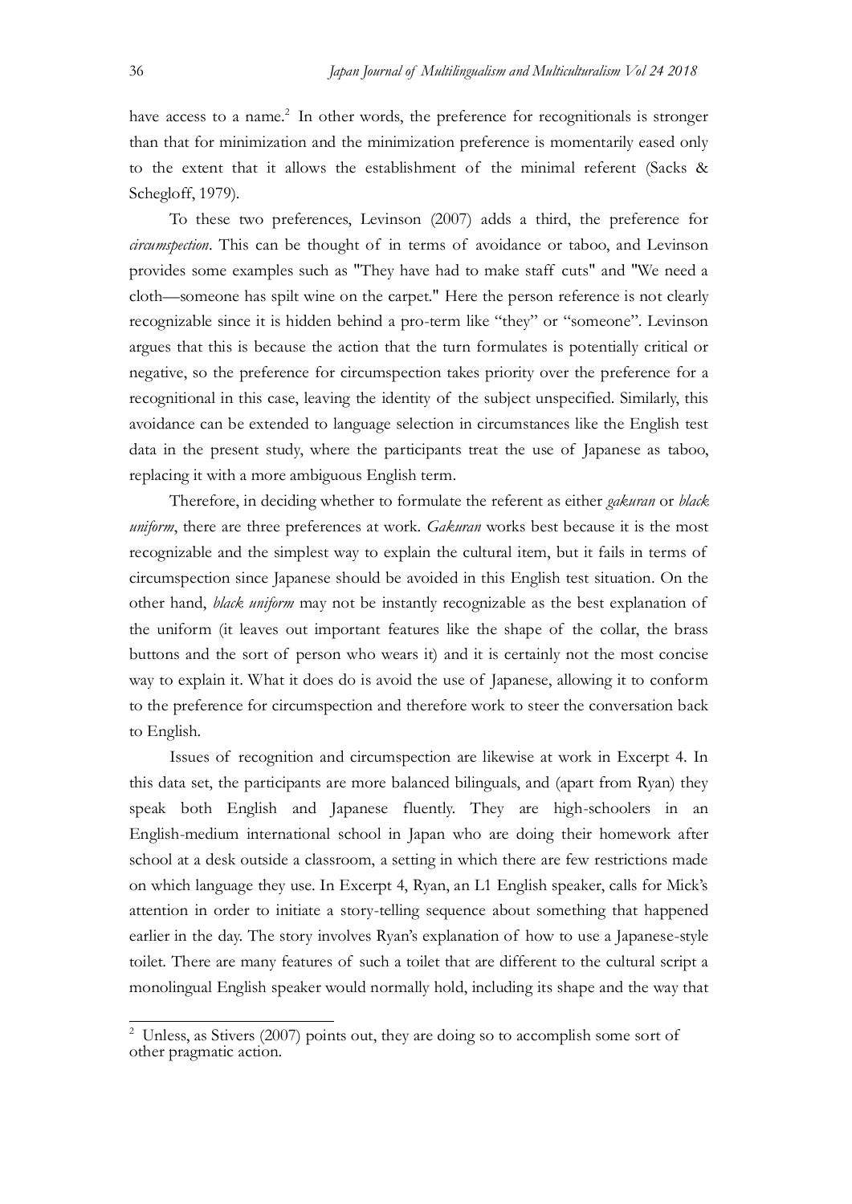have access to a name.[2] In other words, the preference for recognitionals is stronger than that for minimization and the minimization preference is momentarily eased only to the extent that it allows the establishment of the minimal referent (Sacks & Schegloff, 1979).

To these two preferences, Levinson (2007) adds a third, the preference for *circumspection*. This can be thought of in terms of avoidance or taboo, and Levinson provides some examples such as "They have had to make staff cuts" and "We need a cloth—someone has spilt wine on the carpet." Here the person reference is not clearly recognizable since it is hidden behind a pro-term like "they" or "someone". Levinson argues that this is because the action that the turn formulates is potentially critical or negative, so the preference for circumspection takes priority over the preference for a recognitional in this case, leaving the identity of the subject unspecified. Similarly, this avoidance can be extended to language selection in circumstances like the English test data in the present study, where the participants treat the use of Japanese as taboo, replacing it with a more ambiguous English term.

Therefore, in deciding whether to formulate the referent as either *gakuran* or *black uniform*, there are three preferences at work. *Gakuran* works best because it is the most recognizable and the simplest way to explain the cultural item, but it fails in terms of circumspection since Japanese should be avoided in this English test situation. On the other hand, *black uniform* may not be instantly recognizable as the best explanation of the uniform (it leaves out important features like the shape of the collar, the brass buttons and the sort of person who wears it) and it is certainly not the most concise way to explain it. What it does do is avoid the use of Japanese, allowing it to conform to the preference for circumspection and therefore work to steer the conversation back to English.

Issues of recognition and circumspection are likewise at work in Excerpt 4. In this data set, the participants are more balanced bilinguals, and (apart from Ryan) they speak both English and Japanese fluently. They are high-schoolers in an English-medium international school in Japan who are doing their homework after school at a desk outside a classroom, a setting in which there are few restrictions made on which language they use. In Excerpt 4, Ryan, an L1 English speaker, calls for Mick's attention in order to initiate a story-telling sequence about something that happened earlier in the day. The story involves Ryan's explanation of how to use a Japanese-style toilet. There are many features of such a toilet that are different to the cultural script a monolingual English speaker would normally hold, including its shape and the way that

---

[2] Unless, as Stivers (2007) points out, they are doing so to accomplish some sort of other pragmatic action.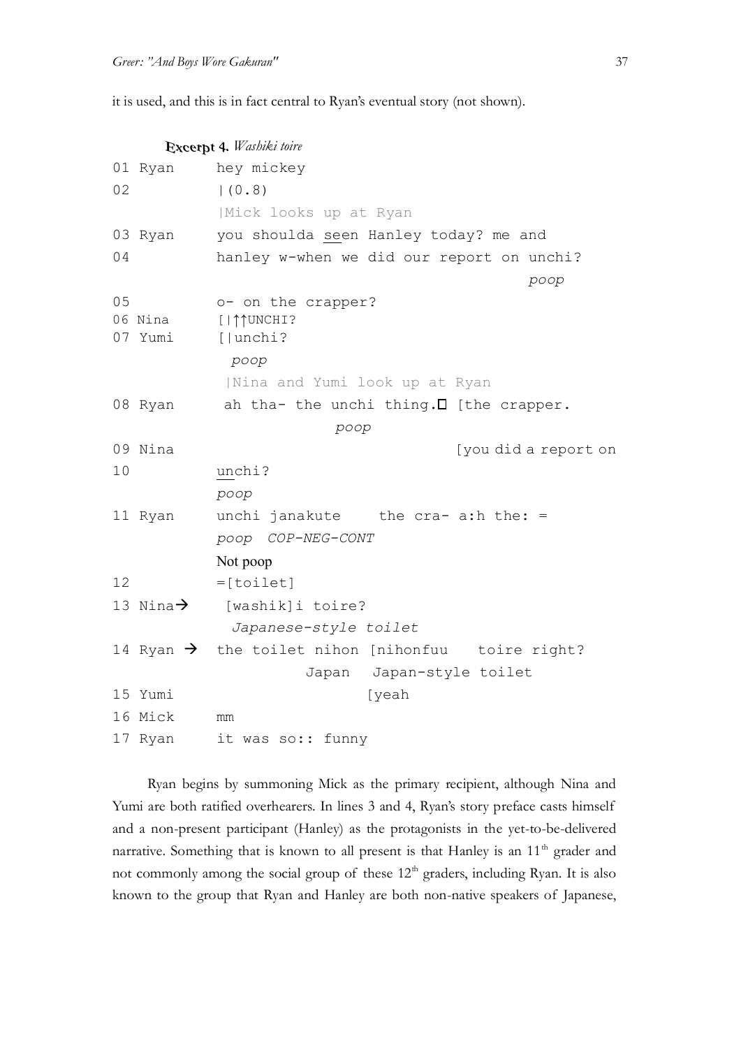it is used, and this is in fact central to Ryan's eventual story (not shown).

**Excerpt 4.** *Washiki toire*

```
01 Ryan     hey mickey
02          |(0.8)
            |Mick looks up at Ryan
03 Ryan     you shoulda seen Hanley today? me and
04          hanley w-when we did our report on unchi?
                                                  poop
05          o- on the crapper?
06 Nina     [|↑↑UNCHI?
07 Yumi     [|unchi?
              poop
             |Nina and Yumi look up at Ryan
08 Ryan      ah tha- the unchi thing.□ [the crapper.
                          poop
09 Nina                               [you did a report on
10          unchi?
            poop
11 Ryan     unchi janakute    the cra- a:h the: =
            poop  COP-NEG-CONT
            Not poop
12          =[toilet]
13 Nina→     [washik]i toire?
              Japanese-style toilet
14 Ryan →   the toilet nihon [nihonfuu   toire right?
                      Japan   Japan-style toilet
15 Yumi                      [yeah
16 Mick     mm
17 Ryan     it was so:: funny
```

Ryan begins by summoning Mick as the primary recipient, although Nina and Yumi are both ratified overhearers. In lines 3 and 4, Ryan's story preface casts himself and a non-present participant (Hanley) as the protagonists in the yet-to-be-delivered narrative. Something that is known to all present is that Hanley is an 11th grader and not commonly among the social group of these 12th graders, including Ryan. It is also known to the group that Ryan and Hanley are both non-native speakers of Japanese,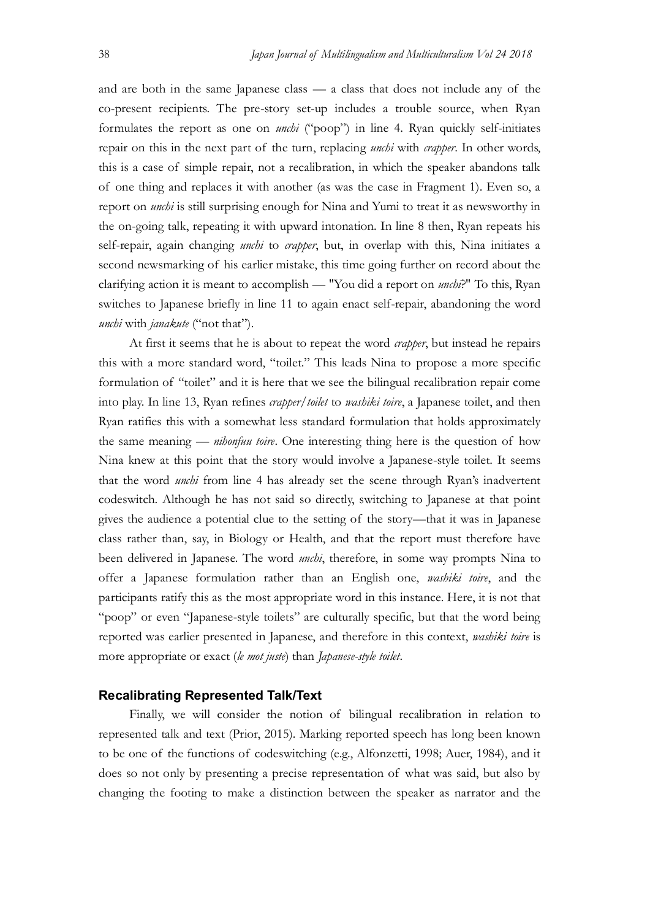and are both in the same Japanese class — a class that does not include any of the co-present recipients. The pre-story set-up includes a trouble source, when Ryan formulates the report as one on *unchi* ("poop") in line 4. Ryan quickly self-initiates repair on this in the next part of the turn, replacing *unchi* with *crapper*. In other words, this is a case of simple repair, not a recalibration, in which the speaker abandons talk of one thing and replaces it with another (as was the case in Fragment 1). Even so, a report on *unchi* is still surprising enough for Nina and Yumi to treat it as newsworthy in the on-going talk, repeating it with upward intonation. In line 8 then, Ryan repeats his self-repair, again changing *unchi* to *crapper*, but, in overlap with this, Nina initiates a second newsmarking of his earlier mistake, this time going further on record about the clarifying action it is meant to accomplish — "You did a report on *unchi*?" To this, Ryan switches to Japanese briefly in line 11 to again enact self-repair, abandoning the word *unchi* with *janakute* ("not that").

At first it seems that he is about to repeat the word *crapper*, but instead he repairs this with a more standard word, "toilet." This leads Nina to propose a more specific formulation of "toilet" and it is here that we see the bilingual recalibration repair come into play. In line 13, Ryan refines *crapper/toilet* to *washiki toire*, a Japanese toilet, and then Ryan ratifies this with a somewhat less standard formulation that holds approximately the same meaning — *nihonfuu toire*. One interesting thing here is the question of how Nina knew at this point that the story would involve a Japanese-style toilet. It seems that the word *unchi* from line 4 has already set the scene through Ryan's inadvertent codeswitch. Although he has not said so directly, switching to Japanese at that point gives the audience a potential clue to the setting of the story—that it was in Japanese class rather than, say, in Biology or Health, and that the report must therefore have been delivered in Japanese. The word *unchi*, therefore, in some way prompts Nina to offer a Japanese formulation rather than an English one, *washiki toire*, and the participants ratify this as the most appropriate word in this instance. Here, it is not that "poop" or even "Japanese-style toilets" are culturally specific, but that the word being reported was earlier presented in Japanese, and therefore in this context, *washiki toire* is more appropriate or exact (*le mot juste*) than *Japanese-style toilet*.

## Recalibrating Represented Talk/Text

Finally, we will consider the notion of bilingual recalibration in relation to represented talk and text (Prior, 2015). Marking reported speech has long been known to be one of the functions of codeswitching (e.g., Alfonzetti, 1998; Auer, 1984), and it does so not only by presenting a precise representation of what was said, but also by changing the footing to make a distinction between the speaker as narrator and the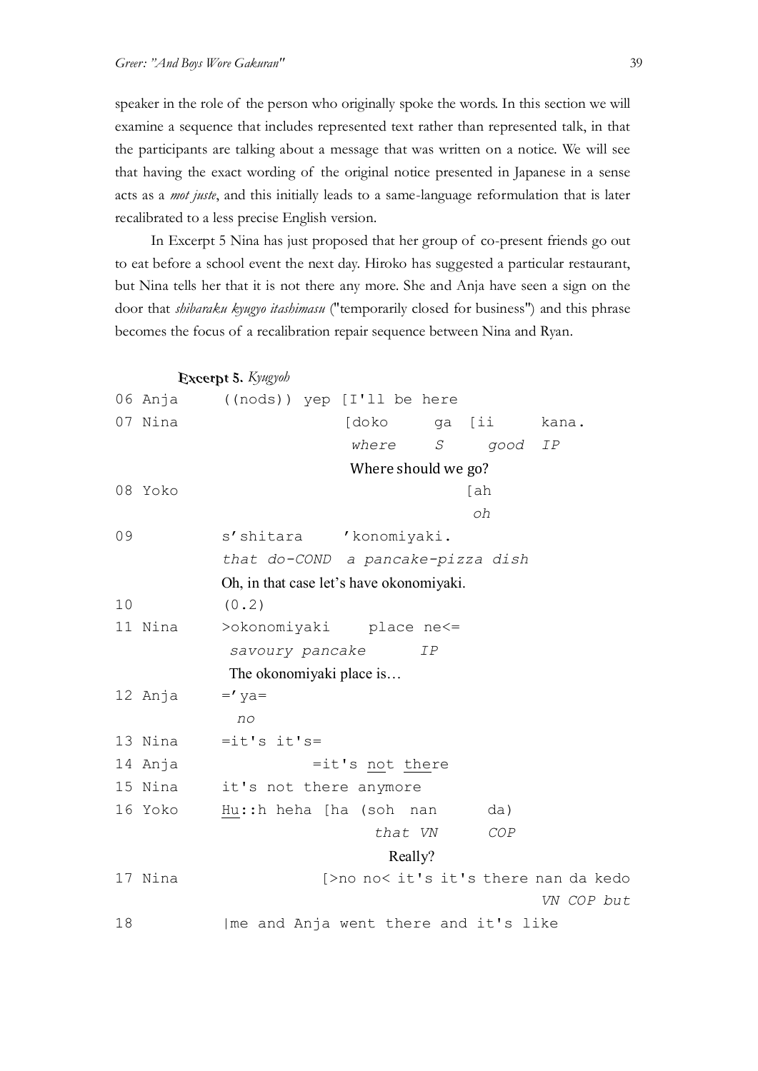speaker in the role of the person who originally spoke the words. In this section we will examine a sequence that includes represented text rather than represented talk, in that the participants are talking about a message that was written on a notice. We will see that having the exact wording of the original notice presented in Japanese in a sense acts as a *mot juste*, and this initially leads to a same-language reformulation that is later recalibrated to a less precise English version.

In Excerpt 5 Nina has just proposed that her group of co-present friends go out to eat before a school event the next day. Hiroko has suggested a particular restaurant, but Nina tells her that it is not there any more. She and Anja have seen a sign on the door that *shibaraku kyugyo itashimasu* ("temporarily closed for business") and this phrase becomes the focus of a recalibration repair sequence between Nina and Ryan.

**Excerpt 5.** *Kyugyoh*

```
06 Anja     ((nods)) yep [I'll be here
07 Nina                  [doko     ga  [ii     kana.
                          where     S    good   IP
                         Where should we go?
08 Yoko                                [ah
                                        oh
09          s'shitara    'konomiyaki.
            that do-COND  a pancake-pizza dish
            Oh, in that case let's have okonomiyaki.
10          (0.2)
11 Nina     >okonomiyaki    place ne<=
             savoury pancake       IP
             The okonomiyaki place is…
12 Anja     =' ya=
              no
13 Nina     =it's it's=
14 Anja              =it's not there
15 Nina     it's not there anymore
16 Yoko     Hu::h heha [ha (soh  nan      da)
                           that VN      COP
                              Really?
17 Nina                [>no no< it's it's there nan da kedo
                                                 VN COP but
18          |me and Anja went there and it's like
```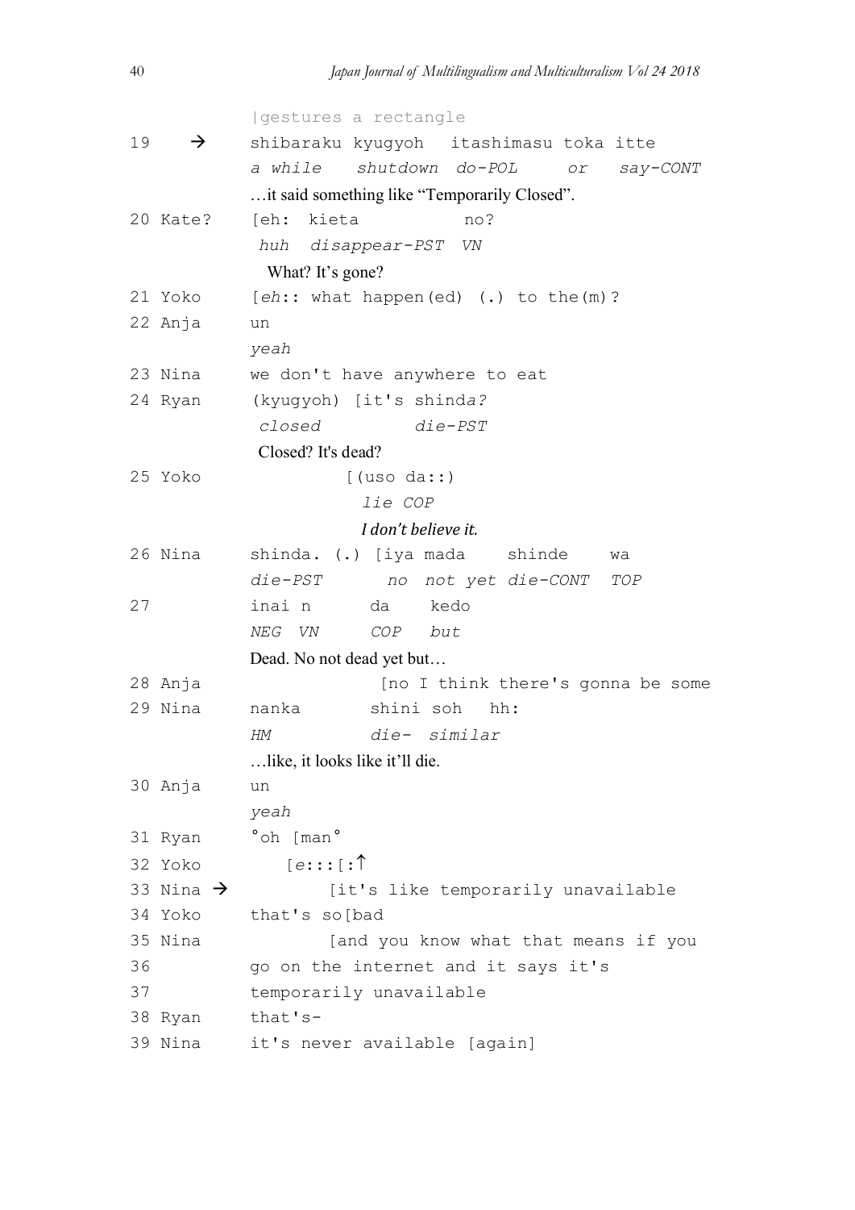```
            |gestures a rectangle
19    →     shibaraku kyugyoh   itashimasu toka itte
            a while   shutdown  do-POL     or   say-CONT
            …it said something like "Temporarily Closed".
20 Kate?    [eh:  kieta           no?
             huh  disappear-PST  VN
             What? It's gone?
21 Yoko     [eh:: what happen(ed) (.) to the(m)?
22 Anja     un
            yeah
23 Nina     we don't have anywhere to eat
24 Ryan     (kyugyoh) [it's shinda?
             closed          die-PST
             Closed? It's dead?
25 Yoko               [(uso da::)
                        lie COP
                        I don't believe it.
26 Nina     shinda. (.) [iya mada    shinde    wa
            die-PST       no  not yet die-CONT  TOP
27          inai n      da    kedo
            NEG  VN     COP   but
            Dead. No not dead yet but…
28 Anja                  [no I think there's gonna be some
29 Nina     nanka       shini soh   hh:
            HM          die-  similar
            …like, it looks like it'll die.
30 Anja     un
            yeah
31 Ryan     °oh [man°
32 Yoko        [e:::[:↑
33 Nina →            [it's like temporarily unavailable
34 Yoko     that's so[bad
35 Nina              [and you know what that means if you
36          go on the internet and it says it's
37          temporarily unavailable
38 Ryan     that's-
39 Nina     it's never available [again]
```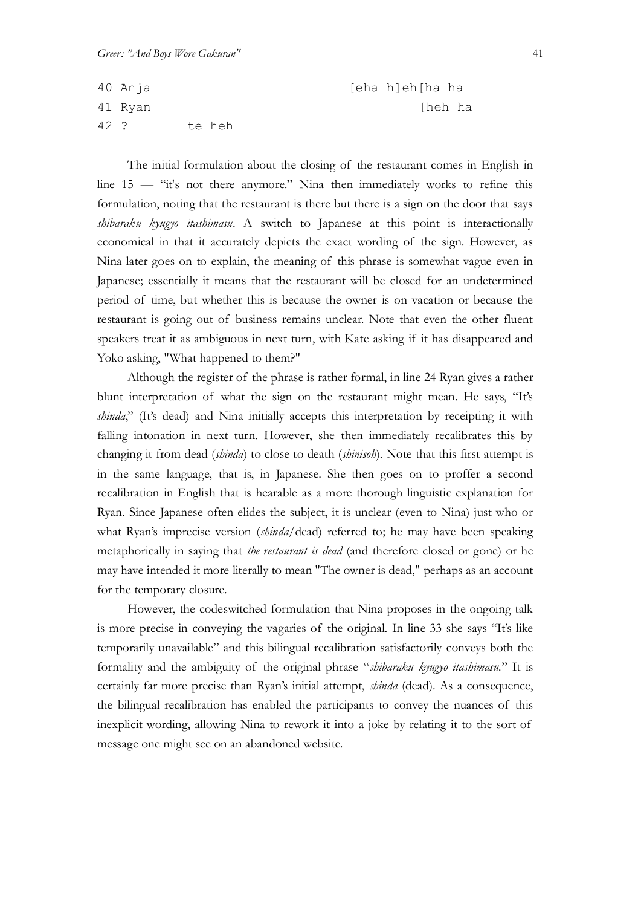```
40 Anja                             [eha h]eh[ha ha
41 Ryan                                      [heh ha
42 ?          te heh
```

The initial formulation about the closing of the restaurant comes in English in line 15 — "it's not there anymore." Nina then immediately works to refine this formulation, noting that the restaurant is there but there is a sign on the door that says *shibaraku kyugyo itashimasu*. A switch to Japanese at this point is interactionally economical in that it accurately depicts the exact wording of the sign. However, as Nina later goes on to explain, the meaning of this phrase is somewhat vague even in Japanese; essentially it means that the restaurant will be closed for an undetermined period of time, but whether this is because the owner is on vacation or because the restaurant is going out of business remains unclear. Note that even the other fluent speakers treat it as ambiguous in next turn, with Kate asking if it has disappeared and Yoko asking, "What happened to them?"

Although the register of the phrase is rather formal, in line 24 Ryan gives a rather blunt interpretation of what the sign on the restaurant might mean. He says, "It's *shinda*," (It's dead) and Nina initially accepts this interpretation by receipting it with falling intonation in next turn. However, she then immediately recalibrates this by changing it from dead (*shinda*) to close to death (*shinisoh*). Note that this first attempt is in the same language, that is, in Japanese. She then goes on to proffer a second recalibration in English that is hearable as a more thorough linguistic explanation for Ryan. Since Japanese often elides the subject, it is unclear (even to Nina) just who or what Ryan's imprecise version (*shinda*/dead) referred to; he may have been speaking metaphorically in saying that *the restaurant is dead* (and therefore closed or gone) or he may have intended it more literally to mean "The owner is dead," perhaps as an account for the temporary closure.

However, the codeswitched formulation that Nina proposes in the ongoing talk is more precise in conveying the vagaries of the original. In line 33 she says "It's like temporarily unavailable" and this bilingual recalibration satisfactorily conveys both the formality and the ambiguity of the original phrase "*shibaraku kyugyo itashimasu.*" It is certainly far more precise than Ryan's initial attempt, *shinda* (dead). As a consequence, the bilingual recalibration has enabled the participants to convey the nuances of this inexplicit wording, allowing Nina to rework it into a joke by relating it to the sort of message one might see on an abandoned website.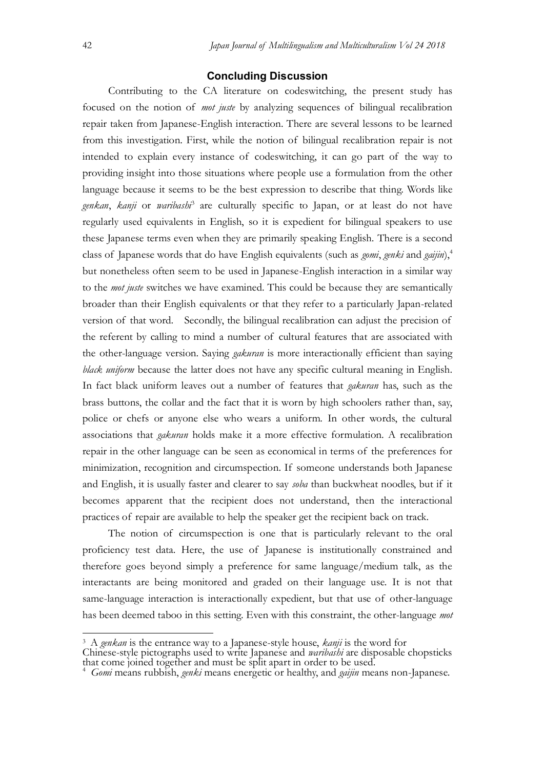## Concluding Discussion

Contributing to the CA literature on codeswitching, the present study has focused on the notion of *mot juste* by analyzing sequences of bilingual recalibration repair taken from Japanese-English interaction. There are several lessons to be learned from this investigation. First, while the notion of bilingual recalibration repair is not intended to explain every instance of codeswitching, it can go part of the way to providing insight into those situations where people use a formulation from the other language because it seems to be the best expression to describe that thing. Words like *genkan*, *kanji* or *waribashi*[3] are culturally specific to Japan, or at least do not have regularly used equivalents in English, so it is expedient for bilingual speakers to use these Japanese terms even when they are primarily speaking English. There is a second class of Japanese words that do have English equivalents (such as *gomi*, *genki* and *gaijin*),[4] but nonetheless often seem to be used in Japanese-English interaction in a similar way to the *mot juste* switches we have examined. This could be because they are semantically broader than their English equivalents or that they refer to a particularly Japan-related version of that word. Secondly, the bilingual recalibration can adjust the precision of the referent by calling to mind a number of cultural features that are associated with the other-language version. Saying *gakuran* is more interactionally efficient than saying *black uniform* because the latter does not have any specific cultural meaning in English. In fact black uniform leaves out a number of features that *gakuran* has, such as the brass buttons, the collar and the fact that it is worn by high schoolers rather than, say, police or chefs or anyone else who wears a uniform. In other words, the cultural associations that *gakuran* holds make it a more effective formulation. A recalibration repair in the other language can be seen as economical in terms of the preferences for minimization, recognition and circumspection. If someone understands both Japanese and English, it is usually faster and clearer to say *soba* than buckwheat noodles, but if it becomes apparent that the recipient does not understand, then the interactional practices of repair are available to help the speaker get the recipient back on track.

The notion of circumspection is one that is particularly relevant to the oral proficiency test data. Here, the use of Japanese is institutionally constrained and therefore goes beyond simply a preference for same language/medium talk, as the interactants are being monitored and graded on their language use. It is not that same-language interaction is interactionally expedient, but that use of other-language has been deemed taboo in this setting. Even with this constraint, the other-language *mot*

---

[3] A *genkan* is the entrance way to a Japanese-style house, *kanji* is the word for Chinese-style pictographs used to write Japanese and *waribashi* are disposable chopsticks that come joined together and must be split apart in order to be used.

[4] *Gomi* means rubbish, *genki* means energetic or healthy, and *gaijin* means non-Japanese.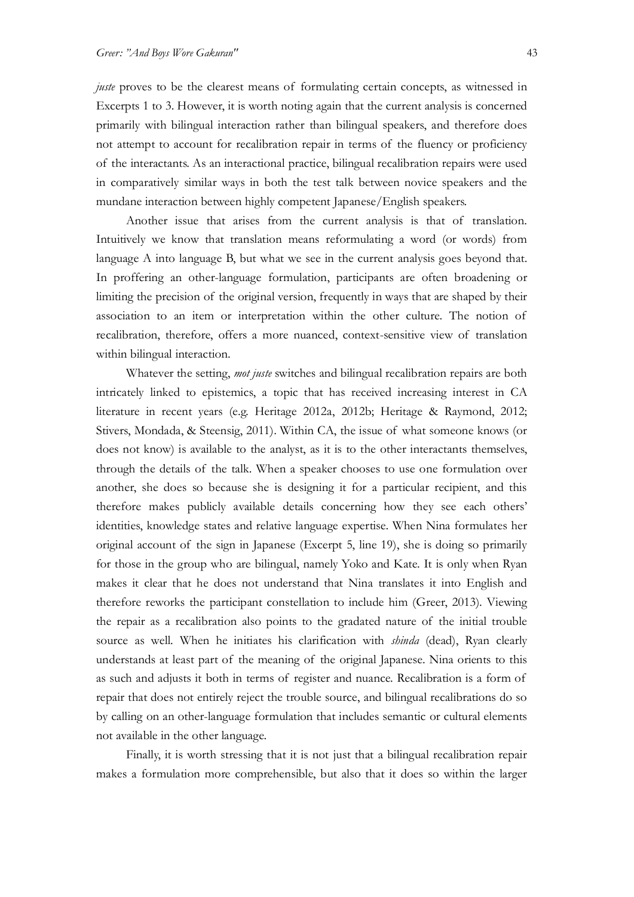*juste* proves to be the clearest means of formulating certain concepts, as witnessed in Excerpts 1 to 3. However, it is worth noting again that the current analysis is concerned primarily with bilingual interaction rather than bilingual speakers, and therefore does not attempt to account for recalibration repair in terms of the fluency or proficiency of the interactants. As an interactional practice, bilingual recalibration repairs were used in comparatively similar ways in both the test talk between novice speakers and the mundane interaction between highly competent Japanese/English speakers.

Another issue that arises from the current analysis is that of translation. Intuitively we know that translation means reformulating a word (or words) from language A into language B, but what we see in the current analysis goes beyond that. In proffering an other-language formulation, participants are often broadening or limiting the precision of the original version, frequently in ways that are shaped by their association to an item or interpretation within the other culture. The notion of recalibration, therefore, offers a more nuanced, context-sensitive view of translation within bilingual interaction.

Whatever the setting, *mot juste* switches and bilingual recalibration repairs are both intricately linked to epistemics, a topic that has received increasing interest in CA literature in recent years (e.g. Heritage 2012a, 2012b; Heritage & Raymond, 2012; Stivers, Mondada, & Steensig, 2011). Within CA, the issue of what someone knows (or does not know) is available to the analyst, as it is to the other interactants themselves, through the details of the talk. When a speaker chooses to use one formulation over another, she does so because she is designing it for a particular recipient, and this therefore makes publicly available details concerning how they see each others' identities, knowledge states and relative language expertise. When Nina formulates her original account of the sign in Japanese (Excerpt 5, line 19), she is doing so primarily for those in the group who are bilingual, namely Yoko and Kate. It is only when Ryan makes it clear that he does not understand that Nina translates it into English and therefore reworks the participant constellation to include him (Greer, 2013). Viewing the repair as a recalibration also points to the gradated nature of the initial trouble source as well. When he initiates his clarification with *shinda* (dead), Ryan clearly understands at least part of the meaning of the original Japanese. Nina orients to this as such and adjusts it both in terms of register and nuance. Recalibration is a form of repair that does not entirely reject the trouble source, and bilingual recalibrations do so by calling on an other-language formulation that includes semantic or cultural elements not available in the other language.

Finally, it is worth stressing that it is not just that a bilingual recalibration repair makes a formulation more comprehensible, but also that it does so within the larger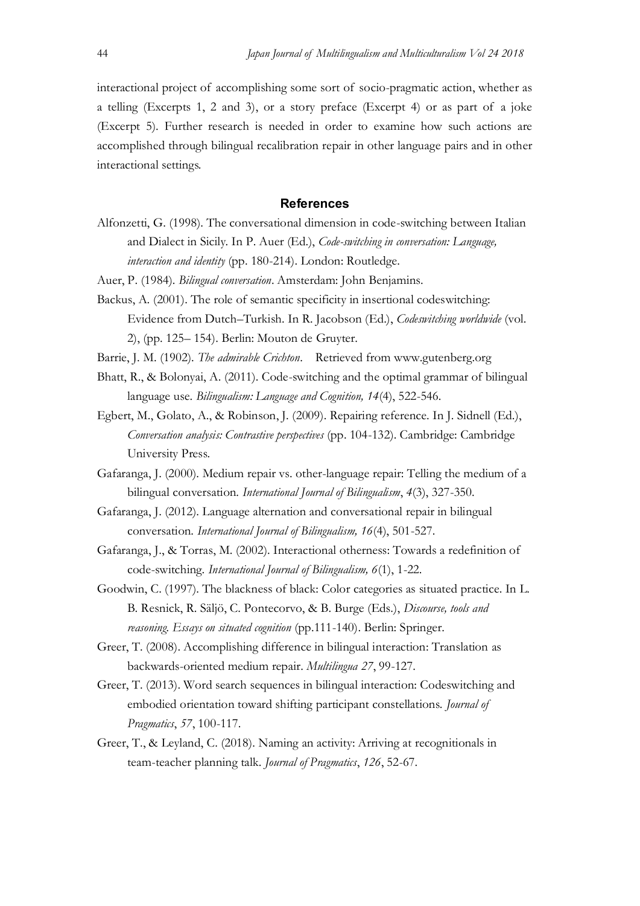interactional project of accomplishing some sort of socio-pragmatic action, whether as a telling (Excerpts 1, 2 and 3), or a story preface (Excerpt 4) or as part of a joke (Excerpt 5). Further research is needed in order to examine how such actions are accomplished through bilingual recalibration repair in other language pairs and in other interactional settings.

## References

Alfonzetti, G. (1998). The conversational dimension in code-switching between Italian and Dialect in Sicily. In P. Auer (Ed.), *Code-switching in conversation: Language, interaction and identity* (pp. 180-214). London: Routledge.

Auer, P. (1984). *Bilingual conversation*. Amsterdam: John Benjamins.

Backus, A. (2001). The role of semantic specificity in insertional codeswitching: Evidence from Dutch–Turkish. In R. Jacobson (Ed.), *Codeswitching worldwide* (vol. 2), (pp. 125– 154). Berlin: Mouton de Gruyter.

Barrie, J. M. (1902). *The admirable Crichton*. Retrieved from www.gutenberg.org

Bhatt, R., & Bolonyai, A. (2011). Code-switching and the optimal grammar of bilingual language use. *Bilingualism: Language and Cognition, 14*(4), 522-546.

Egbert, M., Golato, A., & Robinson, J. (2009). Repairing reference. In J. Sidnell (Ed.), *Conversation analysis: Contrastive perspectives* (pp. 104-132). Cambridge: Cambridge University Press.

Gafaranga, J. (2000). Medium repair vs. other-language repair: Telling the medium of a bilingual conversation. *International Journal of Bilingualism*, *4*(3), 327-350.

Gafaranga, J. (2012). Language alternation and conversational repair in bilingual conversation. *International Journal of Bilingualism, 16*(4), 501-527.

Gafaranga, J., & Torras, M. (2002). Interactional otherness: Towards a redefinition of code-switching. *International Journal of Bilingualism, 6*(1), 1-22.

Goodwin, C. (1997). The blackness of black: Color categories as situated practice. In L. B. Resnick, R. Säljö, C. Pontecorvo, & B. Burge (Eds.), *Discourse, tools and reasoning. Essays on situated cognition* (pp.111-140). Berlin: Springer.

Greer, T. (2008). Accomplishing difference in bilingual interaction: Translation as backwards-oriented medium repair. *Multilingua 27*, 99-127.

Greer, T. (2013). Word search sequences in bilingual interaction: Codeswitching and embodied orientation toward shifting participant constellations. *Journal of Pragmatics*, *57*, 100-117.

Greer, T., & Leyland, C. (2018). Naming an activity: Arriving at recognitionals in team-teacher planning talk. *Journal of Pragmatics*, *126*, 52-67.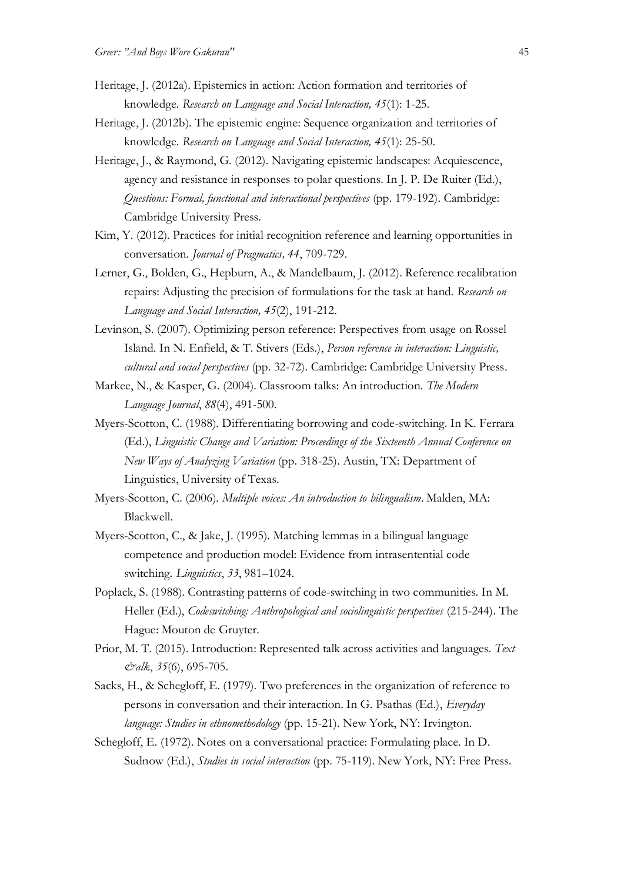Heritage, J. (2012a). Epistemics in action: Action formation and territories of knowledge. *Research on Language and Social Interaction, 45*(1): 1-25.

Heritage, J. (2012b). The epistemic engine: Sequence organization and territories of knowledge. *Research on Language and Social Interaction, 45*(1): 25-50.

Heritage, J., & Raymond, G. (2012). Navigating epistemic landscapes: Acquiescence, agency and resistance in responses to polar questions. In J. P. De Ruiter (Ed.), *Questions: Formal, functional and interactional perspectives* (pp. 179-192). Cambridge: Cambridge University Press.

Kim, Y. (2012). Practices for initial recognition reference and learning opportunities in conversation. *Journal of Pragmatics, 44*, 709-729.

Lerner, G., Bolden, G., Hepburn, A., & Mandelbaum, J. (2012). Reference recalibration repairs: Adjusting the precision of formulations for the task at hand. *Research on Language and Social Interaction, 45*(2), 191-212.

Levinson, S. (2007). Optimizing person reference: Perspectives from usage on Rossel Island. In N. Enfield, & T. Stivers (Eds.), *Person reference in interaction: Linguistic, cultural and social perspectives* (pp. 32-72). Cambridge: Cambridge University Press.

Markee, N., & Kasper, G. (2004). Classroom talks: An introduction. *The Modern Language Journal*, *88*(4), 491-500.

Myers-Scotton, C. (1988). Differentiating borrowing and code-switching. In K. Ferrara (Ed.), *Linguistic Change and Variation: Proceedings of the Sixteenth Annual Conference on New Ways of Analyzing Variation* (pp. 318-25). Austin, TX: Department of Linguistics, University of Texas.

Myers-Scotton, C. (2006). *Multiple voices: An introduction to bilingualism*. Malden, MA: Blackwell.

Myers-Scotton, C., & Jake, J. (1995). Matching lemmas in a bilingual language competence and production model: Evidence from intrasentential code switching. *Linguistics*, *33*, 981–1024.

Poplack, S. (1988). Contrasting patterns of code-switching in two communities. In M. Heller (Ed.), *Codeswitching: Anthropological and sociolinguistic perspectives* (215-244). The Hague: Mouton de Gruyter.

Prior, M. T. (2015). Introduction: Represented talk across activities and languages. *Text &Talk*, *35*(6), 695-705.

Sacks, H., & Schegloff, E. (1979). Two preferences in the organization of reference to persons in conversation and their interaction. In G. Psathas (Ed.), *Everyday language: Studies in ethnomethodology* (pp. 15-21). New York, NY: Irvington.

Schegloff, E. (1972). Notes on a conversational practice: Formulating place. In D. Sudnow (Ed.), *Studies in social interaction* (pp. 75-119). New York, NY: Free Press.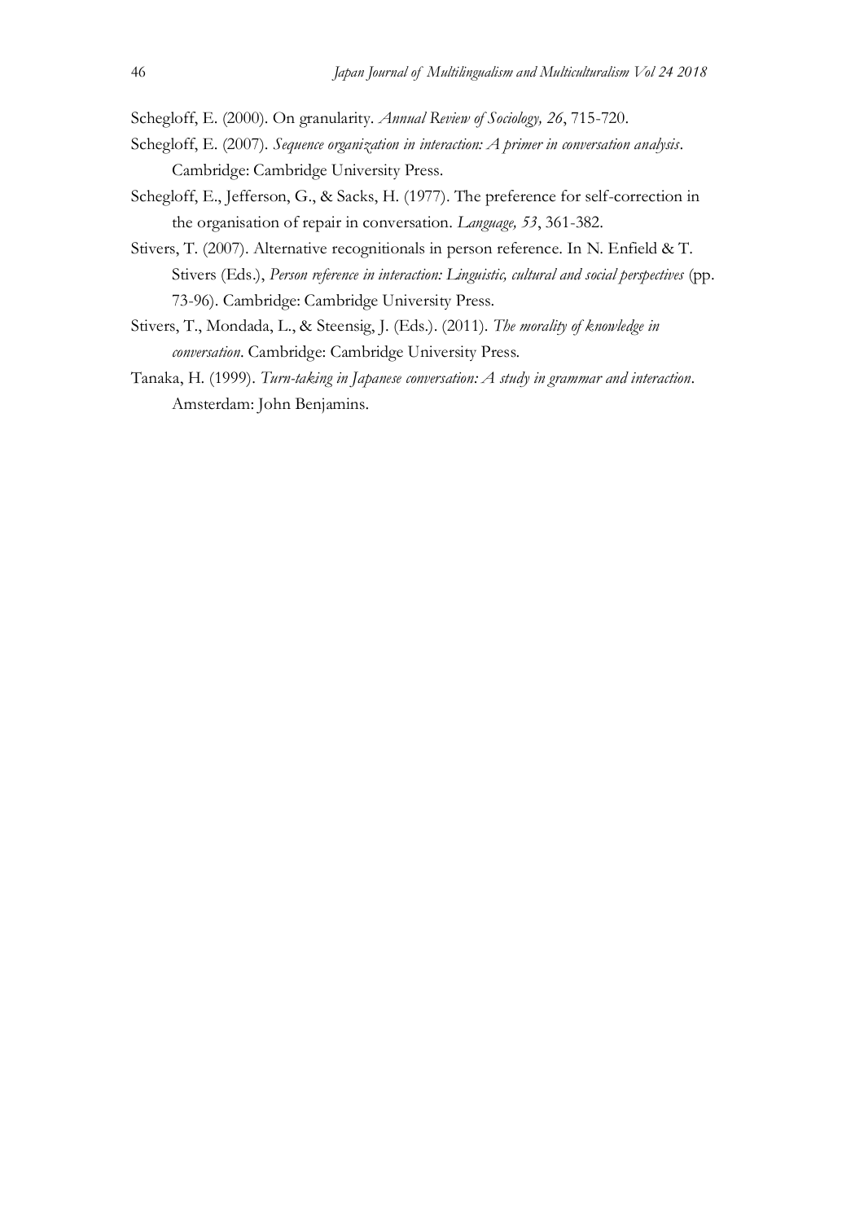Schegloff, E. (2000). On granularity. *Annual Review of Sociology, 26*, 715-720.

Schegloff, E. (2007). *Sequence organization in interaction: A primer in conversation analysis*. Cambridge: Cambridge University Press.

Schegloff, E., Jefferson, G., & Sacks, H. (1977). The preference for self-correction in the organisation of repair in conversation. *Language, 53*, 361-382.

Stivers, T. (2007). Alternative recognitionals in person reference. In N. Enfield & T. Stivers (Eds.), *Person reference in interaction: Linguistic, cultural and social perspectives* (pp. 73-96). Cambridge: Cambridge University Press.

Stivers, T., Mondada, L., & Steensig, J. (Eds.). (2011). *The morality of knowledge in conversation*. Cambridge: Cambridge University Press.

Tanaka, H. (1999). *Turn-taking in Japanese conversation: A study in grammar and interaction*. Amsterdam: John Benjamins.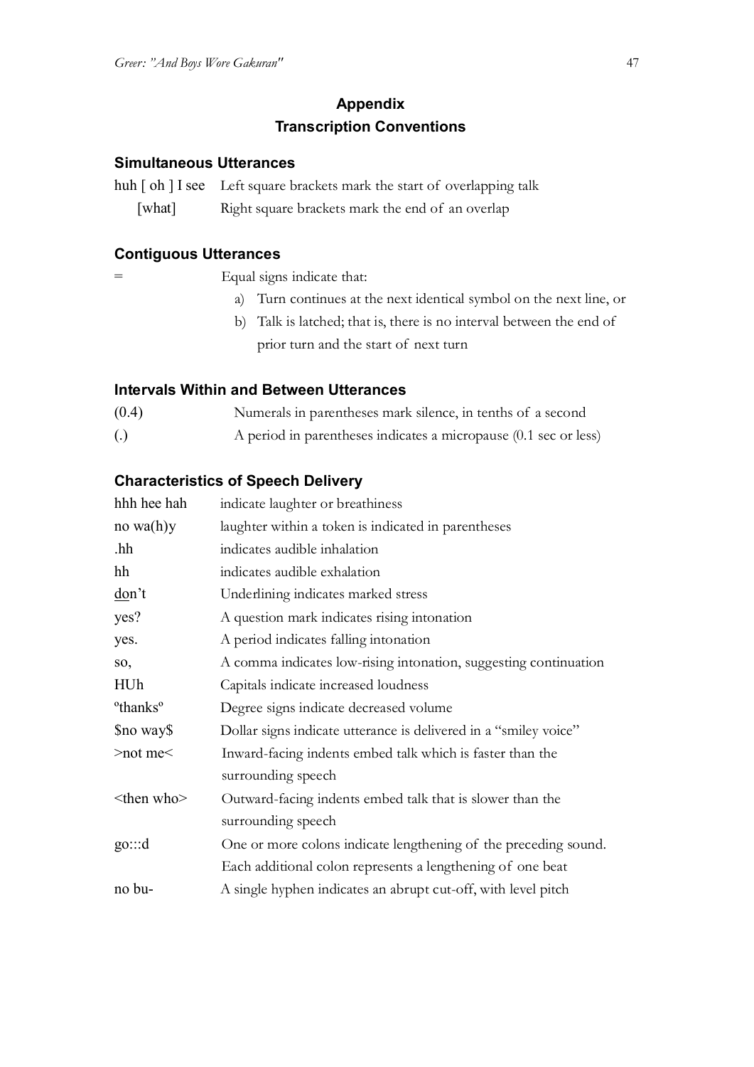# Appendix

## Transcription Conventions

### Simultaneous Utterances

| | |
|---|---|
| huh [ oh ] I see | Left square brackets mark the start of overlapping talk |
| [what] | Right square brackets mark the end of an overlap |

### Contiguous Utterances

= Equal signs indicate that:

a) Turn continues at the next identical symbol on the next line, or
b) Talk is latched; that is, there is no interval between the end of prior turn and the start of next turn

### Intervals Within and Between Utterances

| | |
|---|---|
| (0.4) | Numerals in parentheses mark silence, in tenths of a second |
| (.) | A period in parentheses indicates a micropause (0.1 sec or less) |

### Characteristics of Speech Delivery

| | |
|---|---|
| hhh hee hah | indicate laughter or breathiness |
| no wa(h)y | laughter within a token is indicated in parentheses |
| .hh | indicates audible inhalation |
| hh | indicates audible exhalation |
| <u>do</u>n't | Underlining indicates marked stress |
| yes? | A question mark indicates rising intonation |
| yes. | A period indicates falling intonation |
| so, | A comma indicates low-rising intonation, suggesting continuation |
| HUh | Capitals indicate increased loudness |
| °thanks° | Degree signs indicate decreased volume |
| $no way$ | Dollar signs indicate utterance is delivered in a "smiley voice" |
| >not me< | Inward-facing indents embed talk which is faster than the surrounding speech |
| <then who> | Outward-facing indents embed talk that is slower than the surrounding speech |
| go:::d | One or more colons indicate lengthening of the preceding sound. Each additional colon represents a lengthening of one beat |
| no bu- | A single hyphen indicates an abrupt cut-off, with level pitch |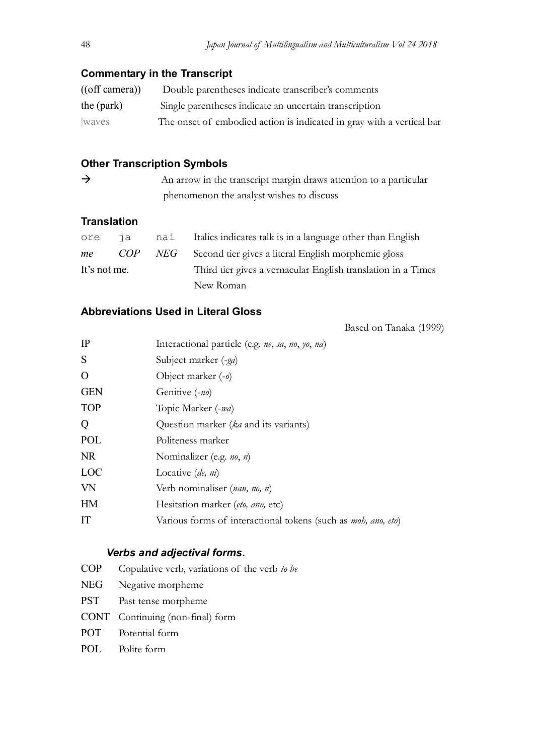### Commentary in the Transcript

| | |
|---|---|
| ((off camera)) | Double parentheses indicate transcriber's comments |
| the (park) | Single parentheses indicate an uncertain transcription |
| \|waves | The onset of embodied action is indicated in gray with a vertical bar |

### Other Transcription Symbols

| | |
|---|---|
| → | An arrow in the transcript margin draws attention to a particular phenomenon the analyst wishes to discuss |

### Translation

| | | | |
|---|---|---|---|
| ore | ja | nai | Italics indicates talk is in a language other than English |
| *me* | *COP* | *NEG* | Second tier gives a literal English morphemic gloss |
| It's not me. | | | Third tier gives a vernacular English translation in a Times New Roman |

### Abbreviations Used in Literal Gloss

Based on Tanaka (1999)

| | |
|---|---|
| IP | Interactional particle (e.g. *ne*, *sa*, *no*, *yo*, *na*) |
| S | Subject marker (*-ga*) |
| O | Object marker (*-o*) |
| GEN | Genitive (*-no*) |
| TOP | Topic Marker (*-wa*) |
| Q | Question marker (*ka* and its variants) |
| POL | Politeness marker |
| NR | Nominalizer (e.g. *no*, *n*) |
| LOC | Locative (*de, ni*) |
| VN | Verb nominaliser (*nan, no, n*) |
| HM | Hesitation marker (*eto, ano,* etc) |
| IT | Various forms of interactional tokens (such as *moh, ano, eto*) |

#### *Verbs and adjectival forms.*

| | |
|---|---|
| COP | Copulative verb, variations of the verb *to be* |
| NEG | Negative morpheme |
| PST | Past tense morpheme |
| CONT | Continuing (non-final) form |
| POT | Potential form |
| POL | Polite form |